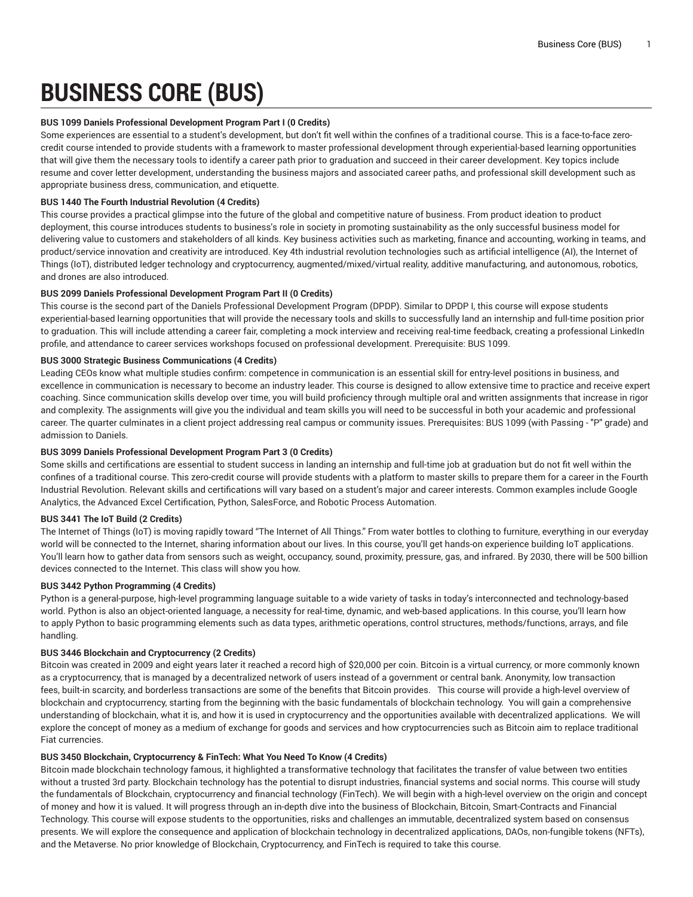# BUSINESS CORE (BUS)

**BUS 1099 Daniels Professional Development Program Part I (0 Credits)**

Some experiences are essential to a student's development, but don't fit well within the confines of a traditional course. This is a face-to-face zero-credit course intended to provide students with a framework to master professional development through experiential-based learning opportunities that will give them the necessary tools to identify a career path prior to graduation and succeed in their career development. Key topics include resume and cover letter development, understanding the business majors and associated career paths, and professional skill development such as appropriate business dress, communication, and etiquette.

**BUS 1440 The Fourth Industrial Revolution (4 Credits)**

This course provides a practical glimpse into the future of the global and competitive nature of business. From product ideation to product deployment, this course introduces students to business's role in society in promoting sustainability as the only successful business model for delivering value to customers and stakeholders of all kinds. Key business activities such as marketing, finance and accounting, working in teams, and product/service innovation and creativity are introduced. Key 4th industrial revolution technologies such as artificial intelligence (AI), the Internet of Things (IoT), distributed ledger technology and cryptocurrency, augmented/mixed/virtual reality, additive manufacturing, and autonomous, robotics, and drones are also introduced.

**BUS 2099 Daniels Professional Development Program Part II (0 Credits)**

This course is the second part of the Daniels Professional Development Program (DPDP). Similar to DPDP I, this course will expose students experiential-based learning opportunities that will provide the necessary tools and skills to successfully land an internship and full-time position prior to graduation. This will include attending a career fair, completing a mock interview and receiving real-time feedback, creating a professional LinkedIn profile, and attendance to career services workshops focused on professional development. Prerequisite: BUS 1099.

**BUS 3000 Strategic Business Communications (4 Credits)**

Leading CEOs know what multiple studies confirm: competence in communication is an essential skill for entry-level positions in business, and excellence in communication is necessary to become an industry leader. This course is designed to allow extensive time to practice and receive expert coaching. Since communication skills develop over time, you will build proficiency through multiple oral and written assignments that increase in rigor and complexity. The assignments will give you the individual and team skills you will need to be successful in both your academic and professional career. The quarter culminates in a client project addressing real campus or community issues. Prerequisites: BUS 1099 (with Passing - "P" grade) and admission to Daniels.

**BUS 3099 Daniels Professional Development Program Part 3 (0 Credits)**

Some skills and certifications are essential to student success in landing an internship and full-time job at graduation but do not fit well within the confines of a traditional course. This zero-credit course will provide students with a platform to master skills to prepare them for a career in the Fourth Industrial Revolution. Relevant skills and certifications will vary based on a student's major and career interests. Common examples include Google Analytics, the Advanced Excel Certification, Python, SalesForce, and Robotic Process Automation.

**BUS 3441 The IoT Build (2 Credits)**

The Internet of Things (IoT) is moving rapidly toward "The Internet of All Things." From water bottles to clothing to furniture, everything in our everyday world will be connected to the Internet, sharing information about our lives. In this course, you'll get hands-on experience building IoT applications. You'll learn how to gather data from sensors such as weight, occupancy, sound, proximity, pressure, gas, and infrared. By 2030, there will be 500 billion devices connected to the Internet. This class will show you how.

**BUS 3442 Python Programming (4 Credits)**

Python is a general-purpose, high-level programming language suitable to a wide variety of tasks in today's interconnected and technology-based world. Python is also an object-oriented language, a necessity for real-time, dynamic, and web-based applications. In this course, you'll learn how to apply Python to basic programming elements such as data types, arithmetic operations, control structures, methods/functions, arrays, and file handling.

**BUS 3446 Blockchain and Cryptocurrency (2 Credits)**

Bitcoin was created in 2009 and eight years later it reached a record high of $20,000 per coin. Bitcoin is a virtual currency, or more commonly known as a cryptocurrency, that is managed by a decentralized network of users instead of a government or central bank. Anonymity, low transaction fees, built-in scarcity, and borderless transactions are some of the benefits that Bitcoin provides. This course will provide a high-level overview of blockchain and cryptocurrency, starting from the beginning with the basic fundamentals of blockchain technology. You will gain a comprehensive understanding of blockchain, what it is, and how it is used in cryptocurrency and the opportunities available with decentralized applications. We will explore the concept of money as a medium of exchange for goods and services and how cryptocurrencies such as Bitcoin aim to replace traditional Fiat currencies.

**BUS 3450 Blockchain, Cryptocurrency & FinTech: What You Need To Know (4 Credits)**

Bitcoin made blockchain technology famous, it highlighted a transformative technology that facilitates the transfer of value between two entities without a trusted 3rd party. Blockchain technology has the potential to disrupt industries, financial systems and social norms. This course will study the fundamentals of Blockchain, cryptocurrency and financial technology (FinTech). We will begin with a high-level overview on the origin and concept of money and how it is valued. It will progress through an in-depth dive into the business of Blockchain, Bitcoin, Smart-Contracts and Financial Technology. This course will expose students to the opportunities, risks and challenges an immutable, decentralized system based on consensus presents. We will explore the consequence and application of blockchain technology in decentralized applications, DAOs, non-fungible tokens (NFTs), and the Metaverse. No prior knowledge of Blockchain, Cryptocurrency, and FinTech is required to take this course.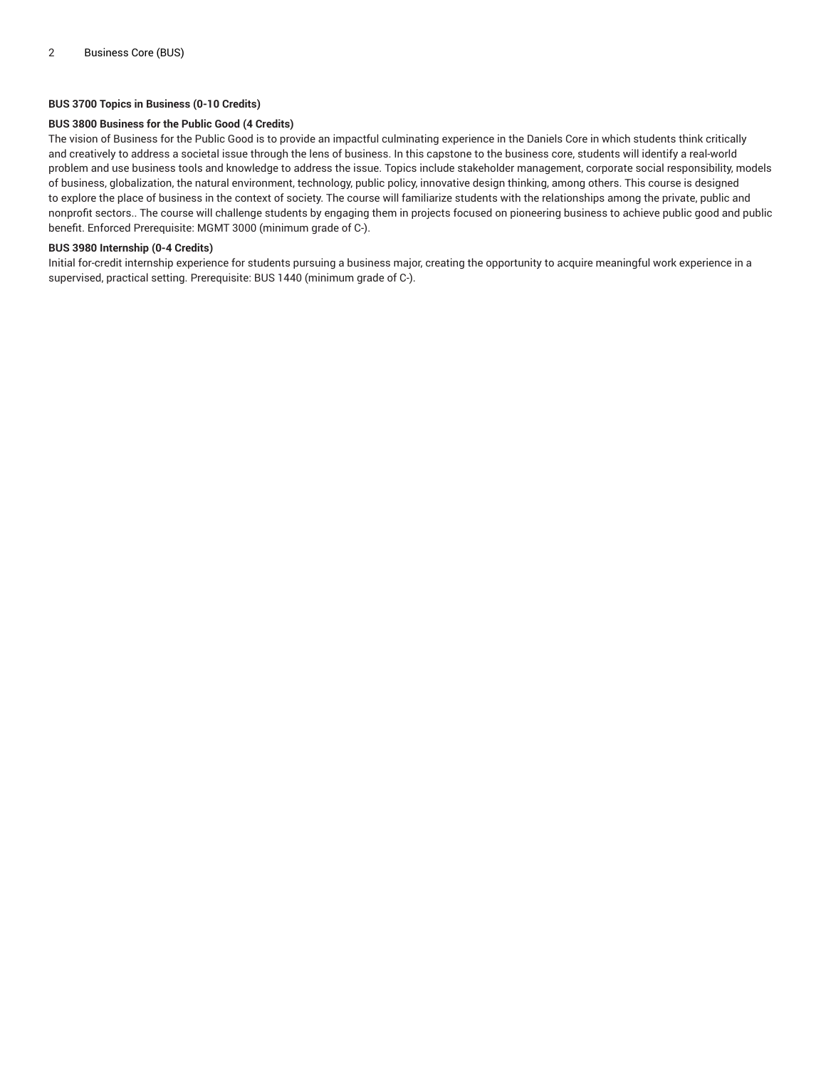**BUS 3700 Topics in Business (0-10 Credits)**

**BUS 3800 Business for the Public Good (4 Credits)**

The vision of Business for the Public Good is to provide an impactful culminating experience in the Daniels Core in which students think critically and creatively to address a societal issue through the lens of business. In this capstone to the business core, students will identify a real-world problem and use business tools and knowledge to address the issue. Topics include stakeholder management, corporate social responsibility, models of business, globalization, the natural environment, technology, public policy, innovative design thinking, among others. This course is designed to explore the place of business in the context of society. The course will familiarize students with the relationships among the private, public and nonprofit sectors.. The course will challenge students by engaging them in projects focused on pioneering business to achieve public good and public benefit. Enforced Prerequisite: MGMT 3000 (minimum grade of C-).

**BUS 3980 Internship (0-4 Credits)**

Initial for-credit internship experience for students pursuing a business major, creating the opportunity to acquire meaningful work experience in a supervised, practical setting. Prerequisite: BUS 1440 (minimum grade of C-).